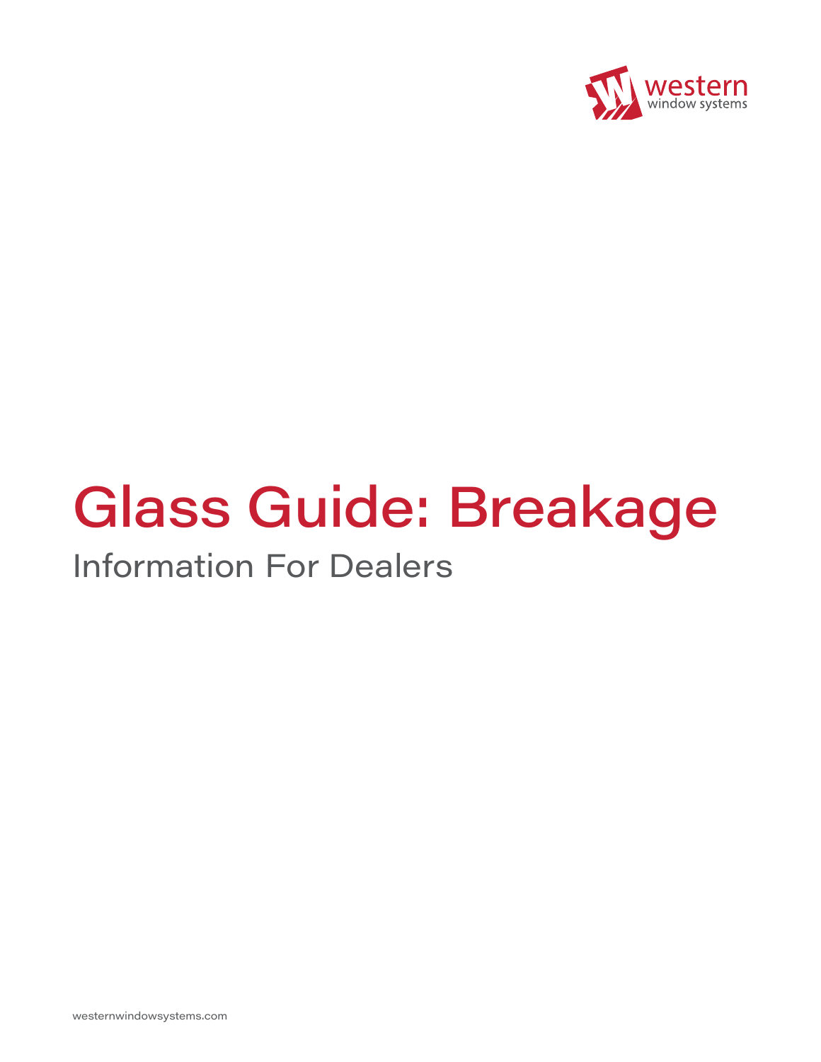western
window systems

# Glass Guide: Breakage

## Information For Dealers

westernwindowsystems.com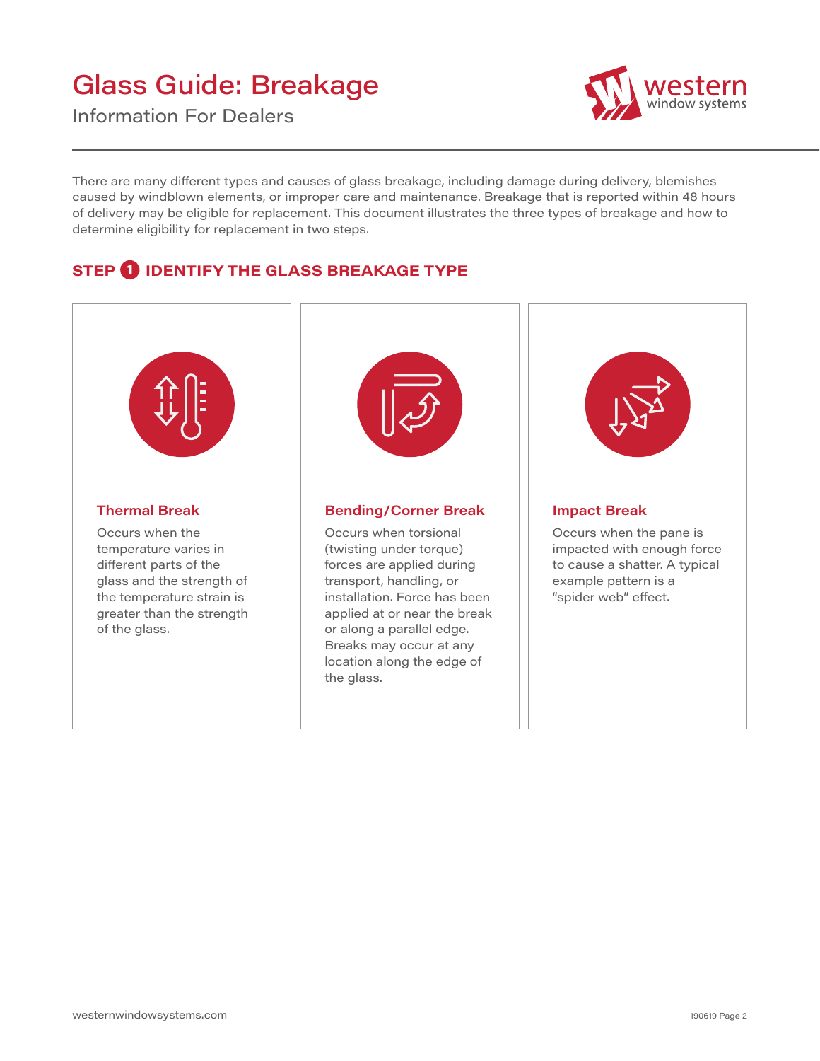# Glass Guide: Breakage

Information For Dealers

There are many different types and causes of glass breakage, including damage during delivery, blemishes caused by windblown elements, or improper care and maintenance. Breakage that is reported within 48 hours of delivery may be eligible for replacement. This document illustrates the three types of breakage and how to determine eligibility for replacement in two steps.

## STEP 1 IDENTIFY THE GLASS BREAKAGE TYPE

### Thermal Break

Occurs when the temperature varies in different parts of the glass and the strength of the temperature strain is greater than the strength of the glass.

### Bending/Corner Break

Occurs when torsional (twisting under torque) forces are applied during transport, handling, or installation. Force has been applied at or near the break or along a parallel edge. Breaks may occur at any location along the edge of the glass.

### Impact Break

Occurs when the pane is impacted with enough force to cause a shatter. A typical example pattern is a "spider web" effect.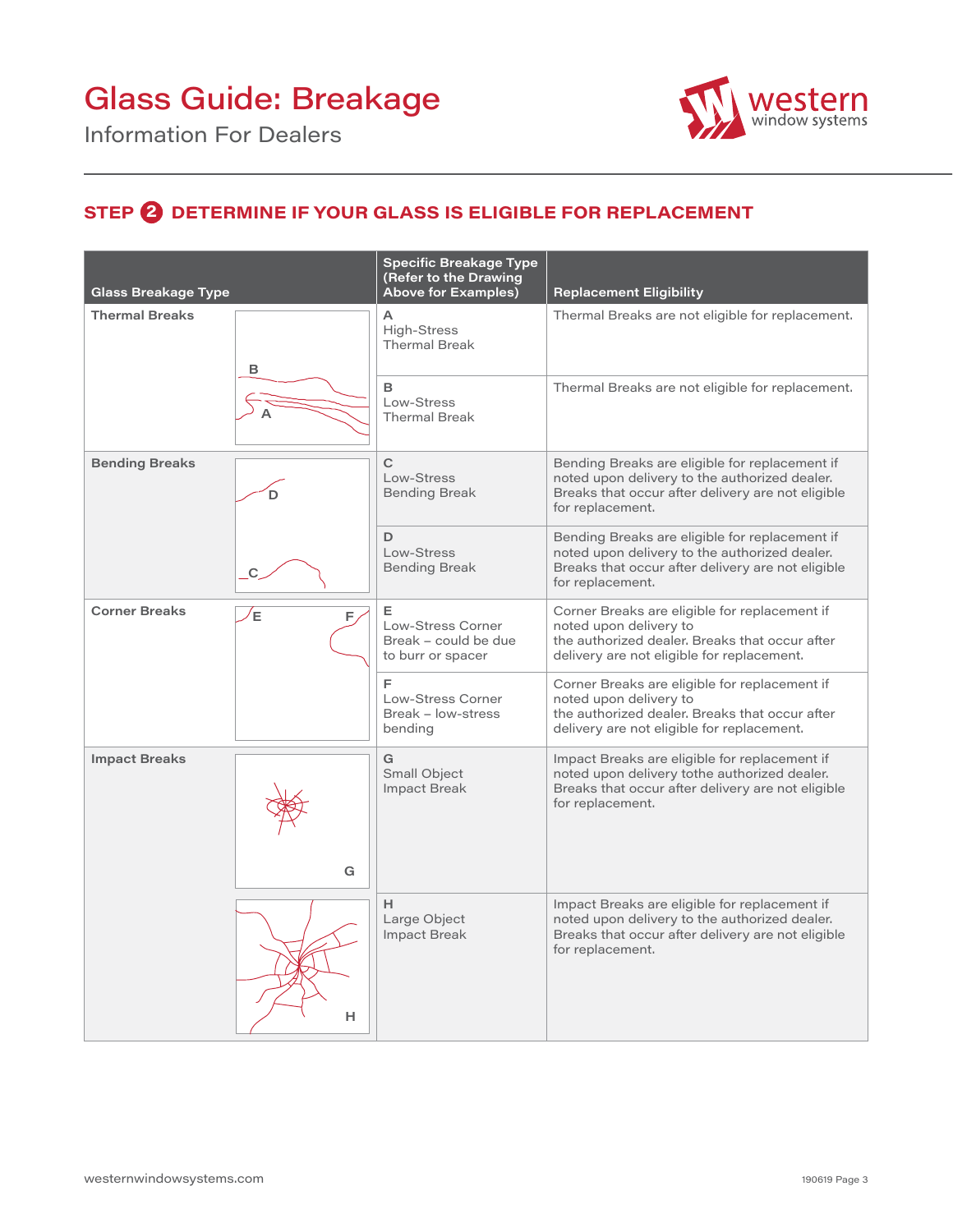# Glass Guide: Breakage

Information For Dealers

western window systems

## STEP 2 DETERMINE IF YOUR GLASS IS ELIGIBLE FOR REPLACEMENT

| Glass Breakage Type | | Specific Breakage Type (Refer to the Drawing Above for Examples) | Replacement Eligibility |
|---|---|---|---|
| **Thermal Breaks** | B A | A High-Stress Thermal Break | Thermal Breaks are not eligible for replacement. |
| | | B Low-Stress Thermal Break | Thermal Breaks are not eligible for replacement. |
| **Bending Breaks** | D C | C Low-Stress Bending Break | Bending Breaks are eligible for replacement if noted upon delivery to the authorized dealer. Breaks that occur after delivery are not eligible for replacement. |
| | | D Low-Stress Bending Break | Bending Breaks are eligible for replacement if noted upon delivery to the authorized dealer. Breaks that occur after delivery are not eligible for replacement. |
| **Corner Breaks** | E F | E Low-Stress Corner Break – could be due to burr or spacer | Corner Breaks are eligible for replacement if noted upon delivery to the authorized dealer. Breaks that occur after delivery are not eligible for replacement. |
| | | F Low-Stress Corner Break – low-stress bending | Corner Breaks are eligible for replacement if noted upon delivery to the authorized dealer. Breaks that occur after delivery are not eligible for replacement. |
| **Impact Breaks** | G | G Small Object Impact Break | Impact Breaks are eligible for replacement if noted upon delivery tothe authorized dealer. Breaks that occur after delivery are not eligible for replacement. |
| | H | H Large Object Impact Break | Impact Breaks are eligible for replacement if noted upon delivery to the authorized dealer. Breaks that occur after delivery are not eligible for replacement. |

westernwindowsystems.com

190619